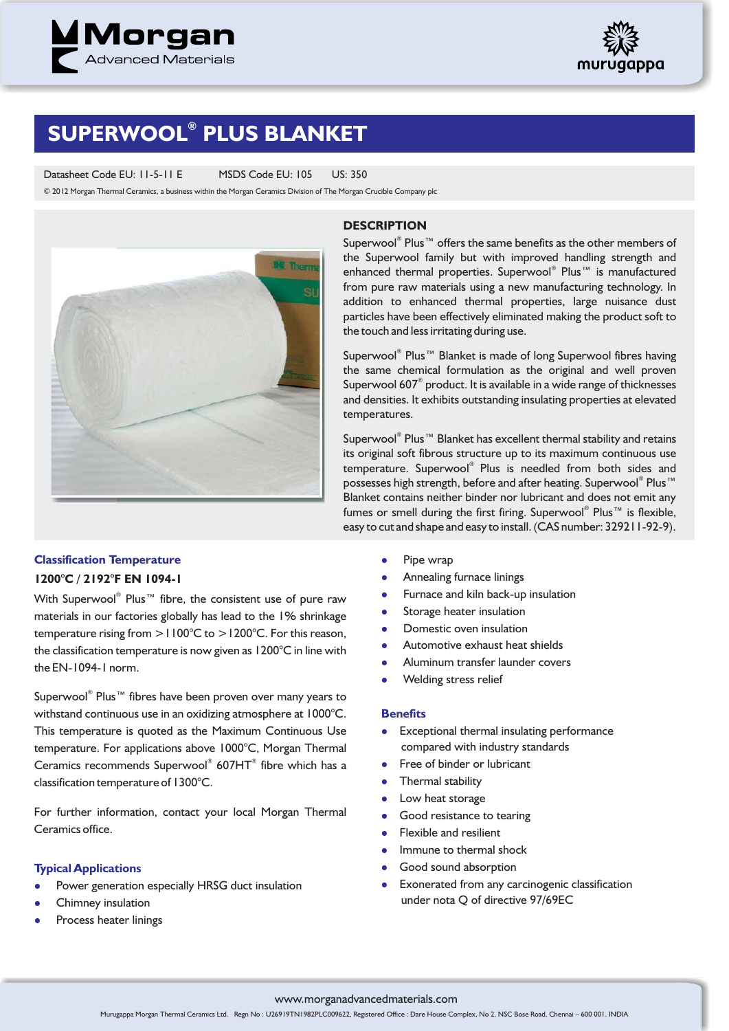# SUPERWOOL® PLUS BLANKET

Datasheet Code EU: 11-5-11 E  MSDS Code EU: 105  US: 350

© 2012 Morgan Thermal Ceramics, a business within the Morgan Ceramics Division of The Morgan Crucible Company plc

## DESCRIPTION

Superwool® Plus™ offers the same benefits as the other members of the Superwool family but with improved handling strength and enhanced thermal properties. Superwool® Plus™ is manufactured from pure raw materials using a new manufacturing technology. In addition to enhanced thermal properties, large nuisance dust particles have been effectively eliminated making the product soft to the touch and less irritating during use.

Superwool® Plus™ Blanket is made of long Superwool fibres having the same chemical formulation as the original and well proven Superwool 607® product. It is available in a wide range of thicknesses and densities. It exhibits outstanding insulating properties at elevated temperatures.

Superwool® Plus™ Blanket has excellent thermal stability and retains its original soft fibrous structure up to its maximum continuous use temperature. Superwool® Plus is needled from both sides and possesses high strength, before and after heating. Superwool® Plus™ Blanket contains neither binder nor lubricant and does not emit any fumes or smell during the first firing. Superwool® Plus™ is flexible, easy to cut and shape and easy to install. (CAS number: 329211-92-9).

## Classification Temperature

**1200°C / 2192°F EN 1094-1**

With Superwool® Plus™ fibre, the consistent use of pure raw materials in our factories globally has lead to the 1% shrinkage temperature rising from >1100°C to >1200°C. For this reason, the classification temperature is now given as 1200°C in line with the EN-1094-1 norm.

Superwool® Plus™ fibres have been proven over many years to withstand continuous use in an oxidizing atmosphere at 1000°C. This temperature is quoted as the Maximum Continuous Use temperature. For applications above 1000°C, Morgan Thermal Ceramics recommends Superwool® 607HT® fibre which has a classification temperature of 1300°C.

For further information, contact your local Morgan Thermal Ceramics office.

## Typical Applications

- Power generation especially HRSG duct insulation
- Chimney insulation
- Process heater linings
- Pipe wrap
- Annealing furnace linings
- Furnace and kiln back-up insulation
- Storage heater insulation
- Domestic oven insulation
- Automotive exhaust heat shields
- Aluminum transfer launder covers
- Welding stress relief

## Benefits

- Exceptional thermal insulating performance compared with industry standards
- Free of binder or lubricant
- Thermal stability
- Low heat storage
- Good resistance to tearing
- Flexible and resilient
- Immune to thermal shock
- Good sound absorption
- Exonerated from any carcinogenic classification under nota Q of directive 97/69EC

www.morganadvancedmaterials.com

Murugappa Morgan Thermal Ceramics Ltd. Regn No : U26919TN1982PLC009622, Registered Office : Dare House Complex, No 2, NSC Bose Road, Chennai – 600 001. INDIA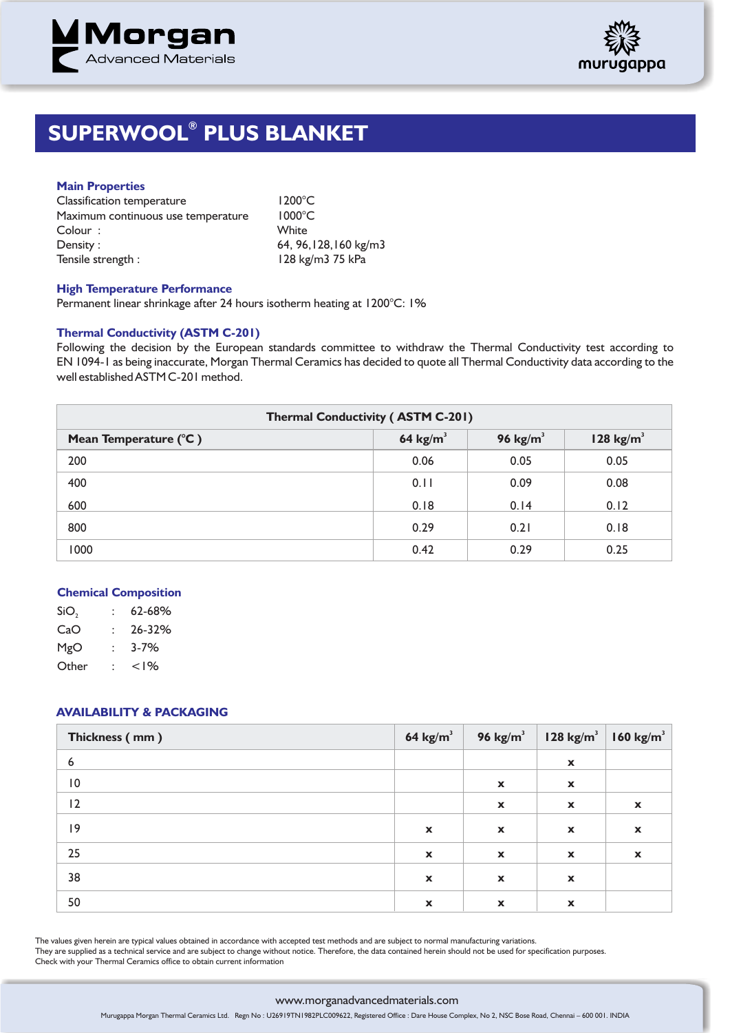# SUPERWOOL® PLUS BLANKET

### Main Properties

Classification temperature: 1200°C
Maximum continuous use temperature: 1000°C
Colour : White
Density : 64, 96,128,160 kg/m3
Tensile strength : 128 kg/m3 75 kPa

### High Temperature Performance

Permanent linear shrinkage after 24 hours isotherm heating at 1200°C: 1%

### Thermal Conductivity (ASTM C-201)

Following the decision by the European standards committee to withdraw the Thermal Conductivity test according to EN 1094-1 as being inaccurate, Morgan Thermal Ceramics has decided to quote all Thermal Conductivity data according to the well established ASTM C-201 method.

| Thermal Conductivity ( ASTM C-201) | | | |
|---|---|---|---|
| **Mean Temperature (°C )** | **64 kg/m³** | **96 kg/m³** | **128 kg/m³** |
| 200 | 0.06 | 0.05 | 0.05 |
| 400 | 0.11 | 0.09 | 0.08 |
| 600 | 0.18 | 0.14 | 0.12 |
| 800 | 0.29 | 0.21 | 0.18 |
| 1000 | 0.42 | 0.29 | 0.25 |

### Chemical Composition

$SiO_2$ : 62-68%
CaO : 26-32%
MgO : 3-7%
Other : <1%

### AVAILABILITY & PACKAGING

| Thickness ( mm ) | 64 kg/m³ | 96 kg/m³ | 128 kg/m³ | 160 kg/m³ |
|---|---|---|---|---|
| 6 | | | x | |
| 10 | | x | x | |
| 12 | | x | x | x |
| 19 | x | x | x | x |
| 25 | x | x | x | x |
| 38 | x | x | x | |
| 50 | x | x | x | |

The values given herein are typical values obtained in accordance with accepted test methods and are subject to normal manufacturing variations.
They are supplied as a technical service and are subject to change without notice. Therefore, the data contained herein should not be used for specification purposes.
Check with your Thermal Ceramics office to obtain current information

www.morganadvancedmaterials.com

Murugappa Morgan Thermal Ceramics Ltd. Regn No : U26919TN1982PLC009622, Registered Office : Dare House Complex, No 2, NSC Bose Road, Chennai – 600 001. INDIA